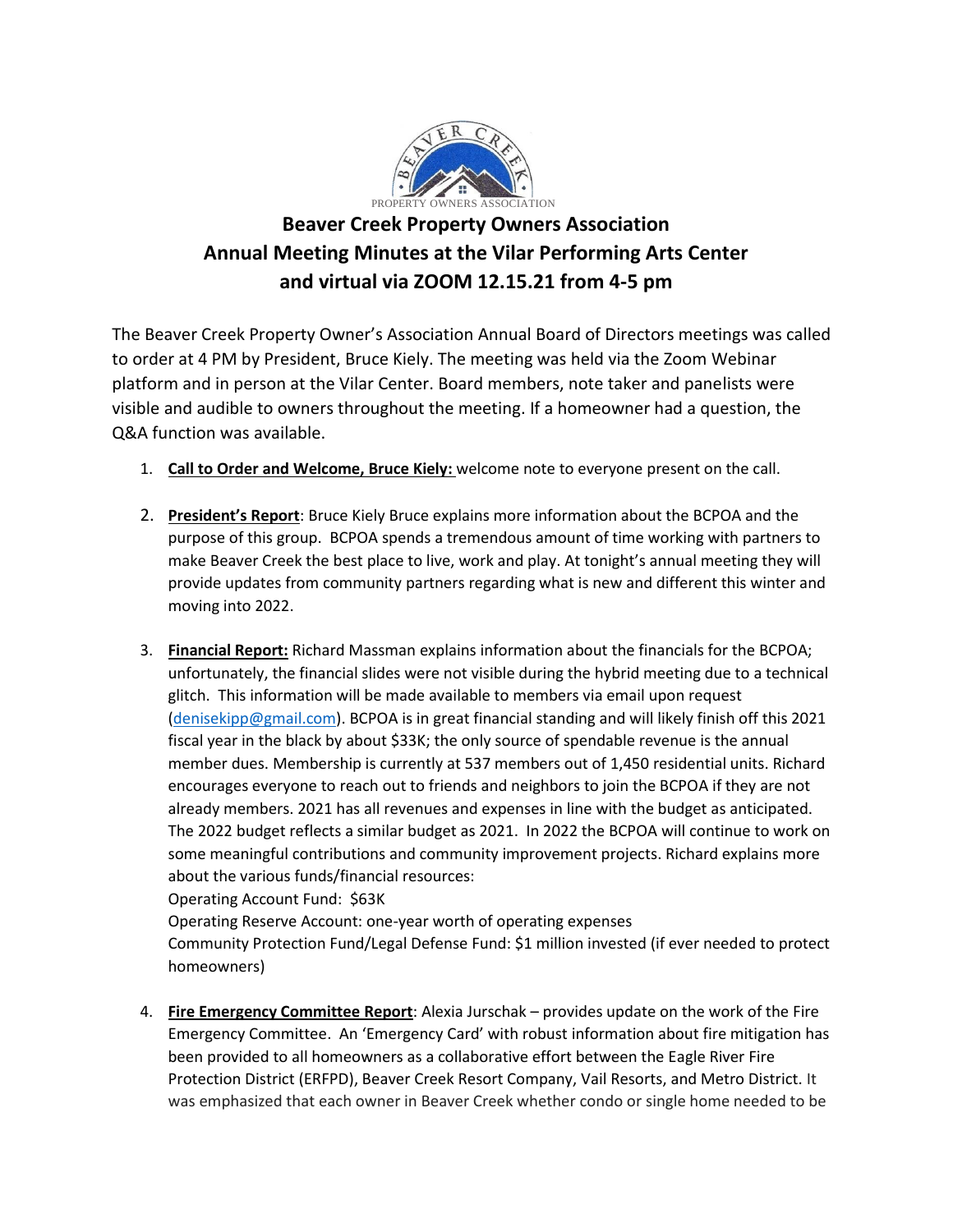PROPERTY OWNERS ASSOCIATION

# Beaver Creek Property Owners Association
# Annual Meeting Minutes at the Vilar Performing Arts Center and virtual via ZOOM 12.15.21 from 4-5 pm

The Beaver Creek Property Owner's Association Annual Board of Directors meetings was called to order at 4 PM by President, Bruce Kiely. The meeting was held via the Zoom Webinar platform and in person at the Vilar Center. Board members, note taker and panelists were visible and audible to owners throughout the meeting. If a homeowner had a question, the Q&A function was available.

1. **Call to Order and Welcome, Bruce Kiely:** welcome note to everyone present on the call.

2. **President's Report**: Bruce Kiely Bruce explains more information about the BCPOA and the purpose of this group. BCPOA spends a tremendous amount of time working with partners to make Beaver Creek the best place to live, work and play. At tonight's annual meeting they will provide updates from community partners regarding what is new and different this winter and moving into 2022.

3. **Financial Report:** Richard Massman explains information about the financials for the BCPOA; unfortunately, the financial slides were not visible during the hybrid meeting due to a technical glitch. This information will be made available to members via email upon request (denisekipp@gmail.com). BCPOA is in great financial standing and will likely finish off this 2021 fiscal year in the black by about $33K; the only source of spendable revenue is the annual member dues. Membership is currently at 537 members out of 1,450 residential units. Richard encourages everyone to reach out to friends and neighbors to join the BCPOA if they are not already members. 2021 has all revenues and expenses in line with the budget as anticipated. The 2022 budget reflects a similar budget as 2021. In 2022 the BCPOA will continue to work on some meaningful contributions and community improvement projects. Richard explains more about the various funds/financial resources:
   Operating Account Fund: $63K
   Operating Reserve Account: one-year worth of operating expenses
   Community Protection Fund/Legal Defense Fund: $1 million invested (if ever needed to protect homeowners)

4. **Fire Emergency Committee Report**: Alexia Jurschak – provides update on the work of the Fire Emergency Committee. An 'Emergency Card' with robust information about fire mitigation has been provided to all homeowners as a collaborative effort between the Eagle River Fire Protection District (ERFPD), Beaver Creek Resort Company, Vail Resorts, and Metro District. It was emphasized that each owner in Beaver Creek whether condo or single home needed to be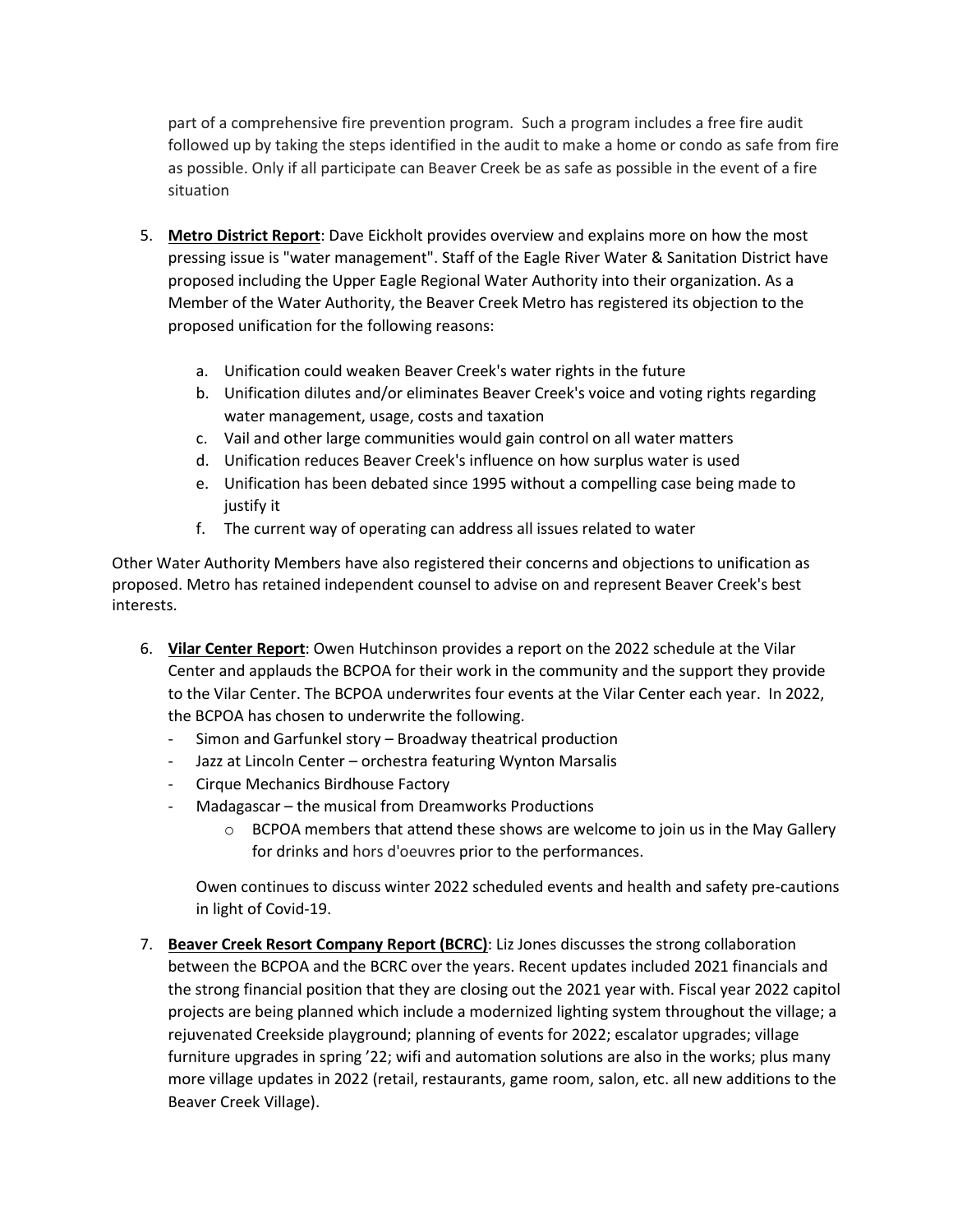part of a comprehensive fire prevention program. Such a program includes a free fire audit followed up by taking the steps identified in the audit to make a home or condo as safe from fire as possible. Only if all participate can Beaver Creek be as safe as possible in the event of a fire situation

5. **Metro District Report**: Dave Eickholt provides overview and explains more on how the most pressing issue is "water management". Staff of the Eagle River Water & Sanitation District have proposed including the Upper Eagle Regional Water Authority into their organization. As a Member of the Water Authority, the Beaver Creek Metro has registered its objection to the proposed unification for the following reasons:

   a. Unification could weaken Beaver Creek's water rights in the future
   b. Unification dilutes and/or eliminates Beaver Creek's voice and voting rights regarding water management, usage, costs and taxation
   c. Vail and other large communities would gain control on all water matters
   d. Unification reduces Beaver Creek's influence on how surplus water is used
   e. Unification has been debated since 1995 without a compelling case being made to justify it
   f. The current way of operating can address all issues related to water

Other Water Authority Members have also registered their concerns and objections to unification as proposed. Metro has retained independent counsel to advise on and represent Beaver Creek's best interests.

6. **Vilar Center Report**: Owen Hutchinson provides a report on the 2022 schedule at the Vilar Center and applauds the BCPOA for their work in the community and the support they provide to the Vilar Center. The BCPOA underwrites four events at the Vilar Center each year. In 2022, the BCPOA has chosen to underwrite the following.
   - Simon and Garfunkel story – Broadway theatrical production
   - Jazz at Lincoln Center – orchestra featuring Wynton Marsalis
   - Cirque Mechanics Birdhouse Factory
   - Madagascar – the musical from Dreamworks Productions
     - BCPOA members that attend these shows are welcome to join us in the May Gallery for drinks and hors d'oeuvres prior to the performances.

   Owen continues to discuss winter 2022 scheduled events and health and safety pre-cautions in light of Covid-19.

7. **Beaver Creek Resort Company Report (BCRC)**: Liz Jones discusses the strong collaboration between the BCPOA and the BCRC over the years. Recent updates included 2021 financials and the strong financial position that they are closing out the 2021 year with. Fiscal year 2022 capitol projects are being planned which include a modernized lighting system throughout the village; a rejuvenated Creekside playground; planning of events for 2022; escalator upgrades; village furniture upgrades in spring '22; wifi and automation solutions are also in the works; plus many more village updates in 2022 (retail, restaurants, game room, salon, etc. all new additions to the Beaver Creek Village).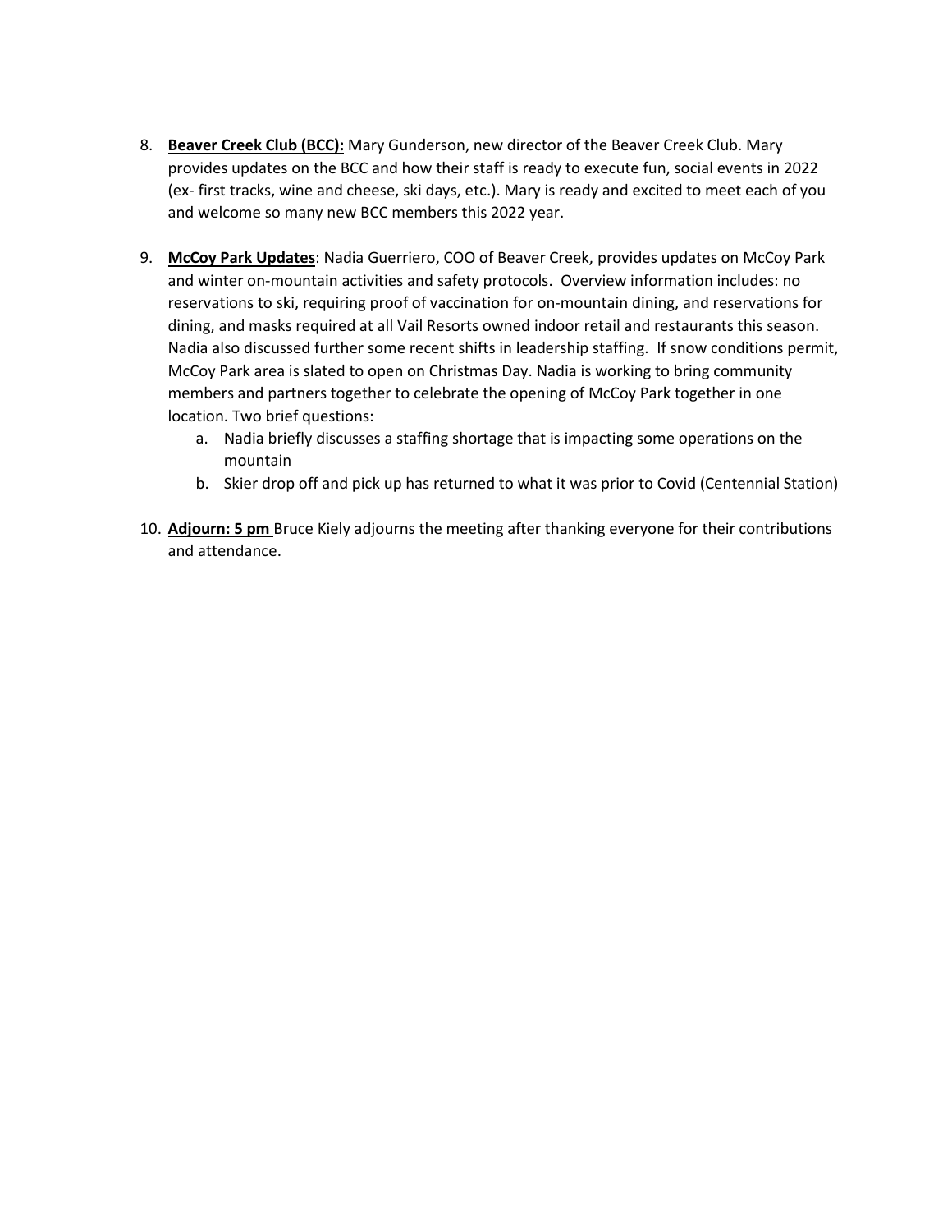8. **Beaver Creek Club (BCC):** Mary Gunderson, new director of the Beaver Creek Club. Mary provides updates on the BCC and how their staff is ready to execute fun, social events in 2022 (ex- first tracks, wine and cheese, ski days, etc.). Mary is ready and excited to meet each of you and welcome so many new BCC members this 2022 year.

9. **McCoy Park Updates**: Nadia Guerriero, COO of Beaver Creek, provides updates on McCoy Park and winter on-mountain activities and safety protocols. Overview information includes: no reservations to ski, requiring proof of vaccination for on-mountain dining, and reservations for dining, and masks required at all Vail Resorts owned indoor retail and restaurants this season. Nadia also discussed further some recent shifts in leadership staffing. If snow conditions permit, McCoy Park area is slated to open on Christmas Day. Nadia is working to bring community members and partners together to celebrate the opening of McCoy Park together in one location. Two brief questions:
   a. Nadia briefly discusses a staffing shortage that is impacting some operations on the mountain
   b. Skier drop off and pick up has returned to what it was prior to Covid (Centennial Station)

10. **Adjourn: 5 pm** Bruce Kiely adjourns the meeting after thanking everyone for their contributions and attendance.